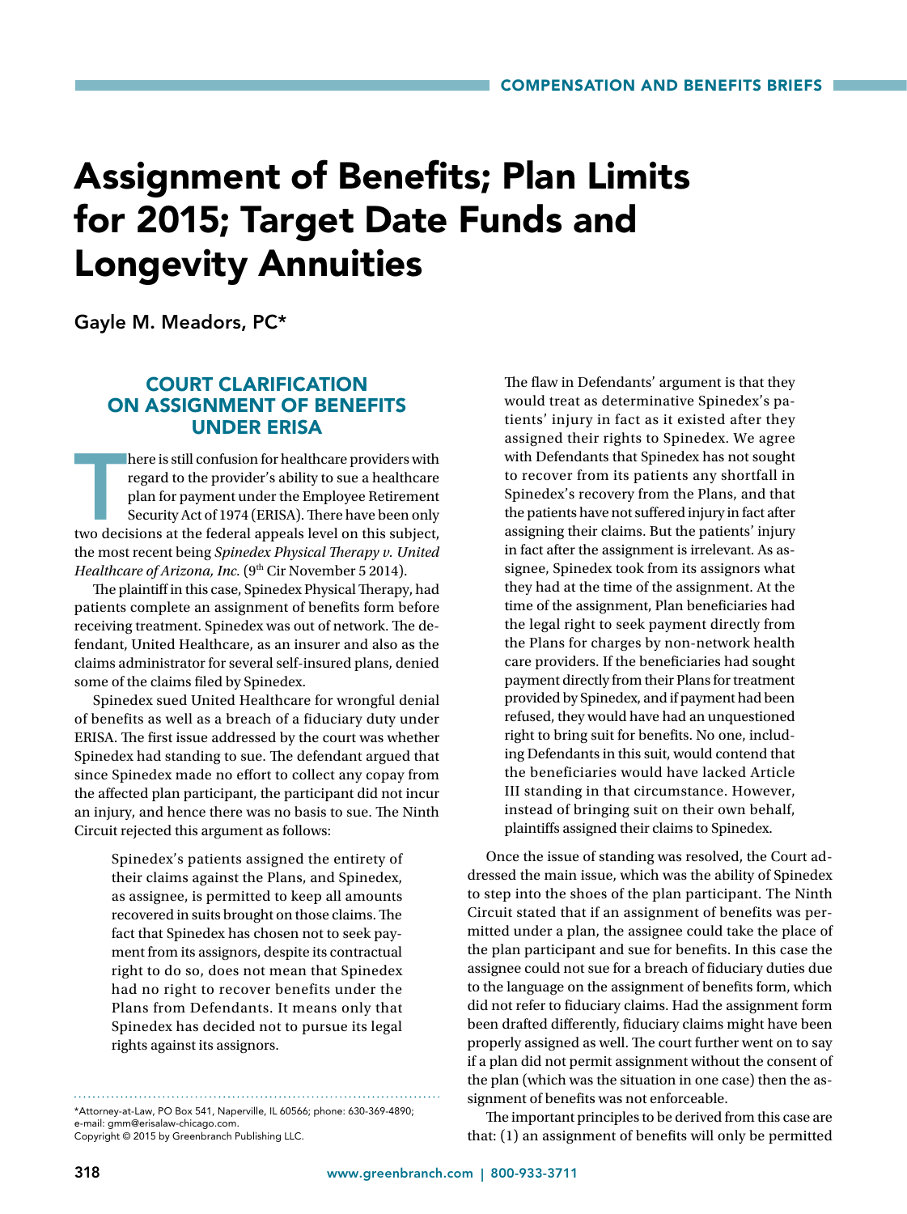# Assignment of Benefits; Plan Limits for 2015; Target Date Funds and Longevity Annuities

Gayle M. Meadors, PC*

## COURT CLARIFICATION ON ASSIGNMENT OF BENEFITS UNDER ERISA

There is still confusion for healthcare providers with regard to the provider's ability to sue a healthcare plan for payment under the Employee Retirement Security Act of 1974 (ERISA). There have been only two decisions at the federal appeals level on this subject, the most recent being *Spinedex Physical Therapy v. United Healthcare of Arizona, Inc.* (9th Cir November 5 2014).

The plaintiff in this case, Spinedex Physical Therapy, had patients complete an assignment of benefits form before receiving treatment. Spinedex was out of network. The defendant, United Healthcare, as an insurer and also as the claims administrator for several self-insured plans, denied some of the claims filed by Spinedex.

Spinedex sued United Healthcare for wrongful denial of benefits as well as a breach of a fiduciary duty under ERISA. The first issue addressed by the court was whether Spinedex had standing to sue. The defendant argued that since Spinedex made no effort to collect any copay from the affected plan participant, the participant did not incur an injury, and hence there was no basis to sue. The Ninth Circuit rejected this argument as follows:

> Spinedex's patients assigned the entirety of their claims against the Plans, and Spinedex, as assignee, is permitted to keep all amounts recovered in suits brought on those claims. The fact that Spinedex has chosen not to seek payment from its assignors, despite its contractual right to do so, does not mean that Spinedex had no right to recover benefits under the Plans from Defendants. It means only that Spinedex has decided not to pursue its legal rights against its assignors.
>
> The flaw in Defendants' argument is that they would treat as determinative Spinedex's patients' injury in fact as it existed after they assigned their rights to Spinedex. We agree with Defendants that Spinedex has not sought to recover from its patients any shortfall in Spinedex's recovery from the Plans, and that the patients have not suffered injury in fact after assigning their claims. But the patients' injury in fact after the assignment is irrelevant. As assignee, Spinedex took from its assignors what they had at the time of the assignment. At the time of the assignment, Plan beneficiaries had the legal right to seek payment directly from the Plans for charges by non-network health care providers. If the beneficiaries had sought payment directly from their Plans for treatment provided by Spinedex, and if payment had been refused, they would have had an unquestioned right to bring suit for benefits. No one, including Defendants in this suit, would contend that the beneficiaries would have lacked Article III standing in that circumstance. However, instead of bringing suit on their own behalf, plaintiffs assigned their claims to Spinedex.

Once the issue of standing was resolved, the Court addressed the main issue, which was the ability of Spinedex to step into the shoes of the plan participant. The Ninth Circuit stated that if an assignment of benefits was permitted under a plan, the assignee could take the place of the plan participant and sue for benefits. In this case the assignee could not sue for a breach of fiduciary duties due to the language on the assignment of benefits form, which did not refer to fiduciary claims. Had the assignment form been drafted differently, fiduciary claims might have been properly assigned as well. The court further went on to say if a plan did not permit assignment without the consent of the plan (which was the situation in one case) then the assignment of benefits was not enforceable.

The important principles to be derived from this case are that: (1) an assignment of benefits will only be permitted

*Attorney-at-Law, PO Box 541, Naperville, IL 60566; phone: 630-369-4890; e-mail: gmm@erisalaw-chicago.com.
Copyright © 2015 by Greenbranch Publishing LLC.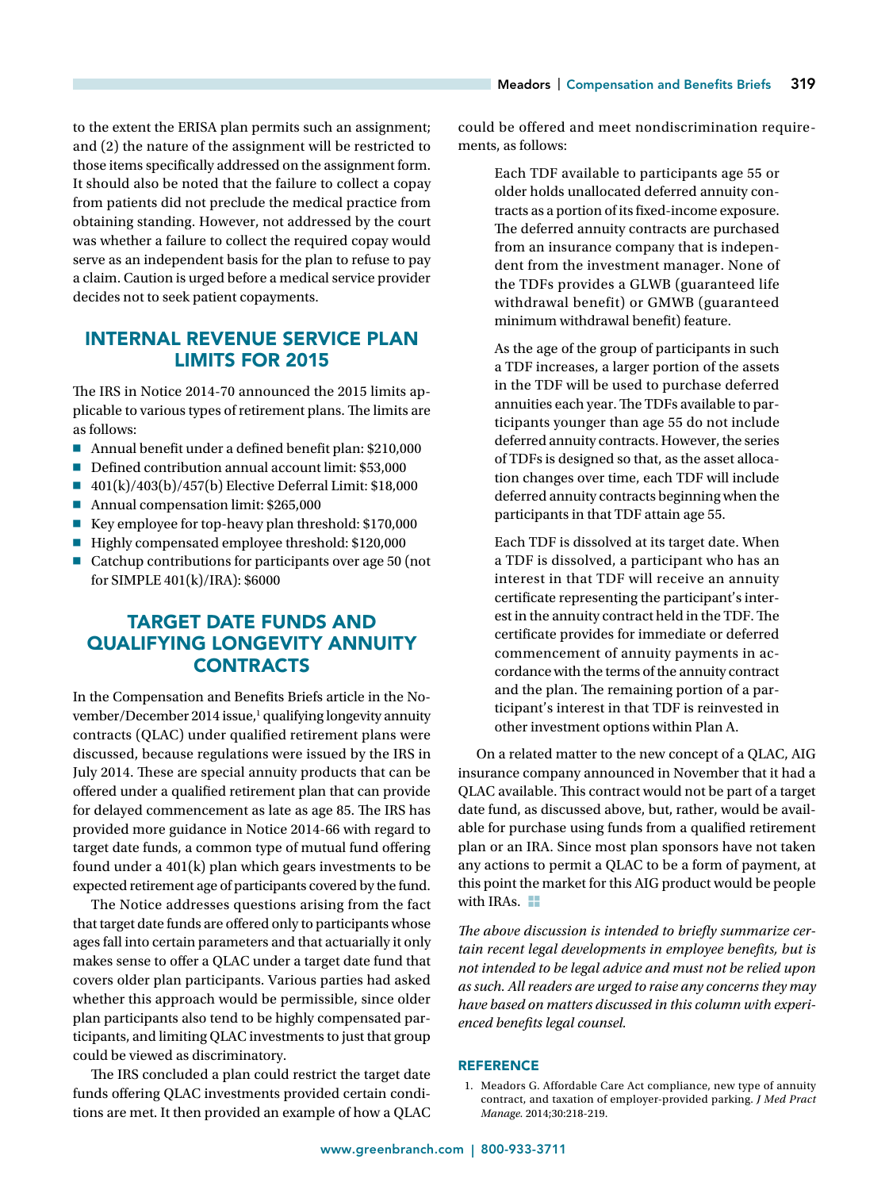to the extent the ERISA plan permits such an assignment; and (2) the nature of the assignment will be restricted to those items specifically addressed on the assignment form. It should also be noted that the failure to collect a copay from patients did not preclude the medical practice from obtaining standing. However, not addressed by the court was whether a failure to collect the required copay would serve as an independent basis for the plan to refuse to pay a claim. Caution is urged before a medical service provider decides not to seek patient copayments.

## INTERNAL REVENUE SERVICE PLAN LIMITS FOR 2015

The IRS in Notice 2014-70 announced the 2015 limits applicable to various types of retirement plans. The limits are as follows:

- Annual benefit under a defined benefit plan: $210,000
- Defined contribution annual account limit: $53,000
- 401(k)/403(b)/457(b) Elective Deferral Limit: $18,000
- Annual compensation limit: $265,000
- Key employee for top-heavy plan threshold: $170,000
- Highly compensated employee threshold: $120,000
- Catchup contributions for participants over age 50 (not for SIMPLE 401(k)/IRA): $6000

## TARGET DATE FUNDS AND QUALIFYING LONGEVITY ANNUITY CONTRACTS

In the Compensation and Benefits Briefs article in the November/December 2014 issue,[1] qualifying longevity annuity contracts (QLAC) under qualified retirement plans were discussed, because regulations were issued by the IRS in July 2014. These are special annuity products that can be offered under a qualified retirement plan that can provide for delayed commencement as late as age 85. The IRS has provided more guidance in Notice 2014-66 with regard to target date funds, a common type of mutual fund offering found under a 401(k) plan which gears investments to be expected retirement age of participants covered by the fund.

The Notice addresses questions arising from the fact that target date funds are offered only to participants whose ages fall into certain parameters and that actuarially it only makes sense to offer a QLAC under a target date fund that covers older plan participants. Various parties had asked whether this approach would be permissible, since older plan participants also tend to be highly compensated participants, and limiting QLAC investments to just that group could be viewed as discriminatory.

The IRS concluded a plan could restrict the target date funds offering QLAC investments provided certain conditions are met. It then provided an example of how a QLAC could be offered and meet nondiscrimination requirements, as follows:

> Each TDF available to participants age 55 or older holds unallocated deferred annuity contracts as a portion of its fixed-income exposure. The deferred annuity contracts are purchased from an insurance company that is independent from the investment manager. None of the TDFs provides a GLWB (guaranteed life withdrawal benefit) or GMWB (guaranteed minimum withdrawal benefit) feature.
>
> As the age of the group of participants in such a TDF increases, a larger portion of the assets in the TDF will be used to purchase deferred annuities each year. The TDFs available to participants younger than age 55 do not include deferred annuity contracts. However, the series of TDFs is designed so that, as the asset allocation changes over time, each TDF will include deferred annuity contracts beginning when the participants in that TDF attain age 55.
>
> Each TDF is dissolved at its target date. When a TDF is dissolved, a participant who has an interest in that TDF will receive an annuity certificate representing the participant's interest in the annuity contract held in the TDF. The certificate provides for immediate or deferred commencement of annuity payments in accordance with the terms of the annuity contract and the plan. The remaining portion of a participant's interest in that TDF is reinvested in other investment options within Plan A.

On a related matter to the new concept of a QLAC, AIG insurance company announced in November that it had a QLAC available. This contract would not be part of a target date fund, as discussed above, but, rather, would be available for purchase using funds from a qualified retirement plan or an IRA. Since most plan sponsors have not taken any actions to permit a QLAC to be a form of payment, at this point the market for this AIG product would be people with IRAs.

*The above discussion is intended to briefly summarize certain recent legal developments in employee benefits, but is not intended to be legal advice and must not be relied upon as such. All readers are urged to raise any concerns they may have based on matters discussed in this column with experienced benefits legal counsel.*

### REFERENCE

1. Meadors G. Affordable Care Act compliance, new type of annuity contract, and taxation of employer-provided parking. *J Med Pract Manage.* 2014;30:218-219.